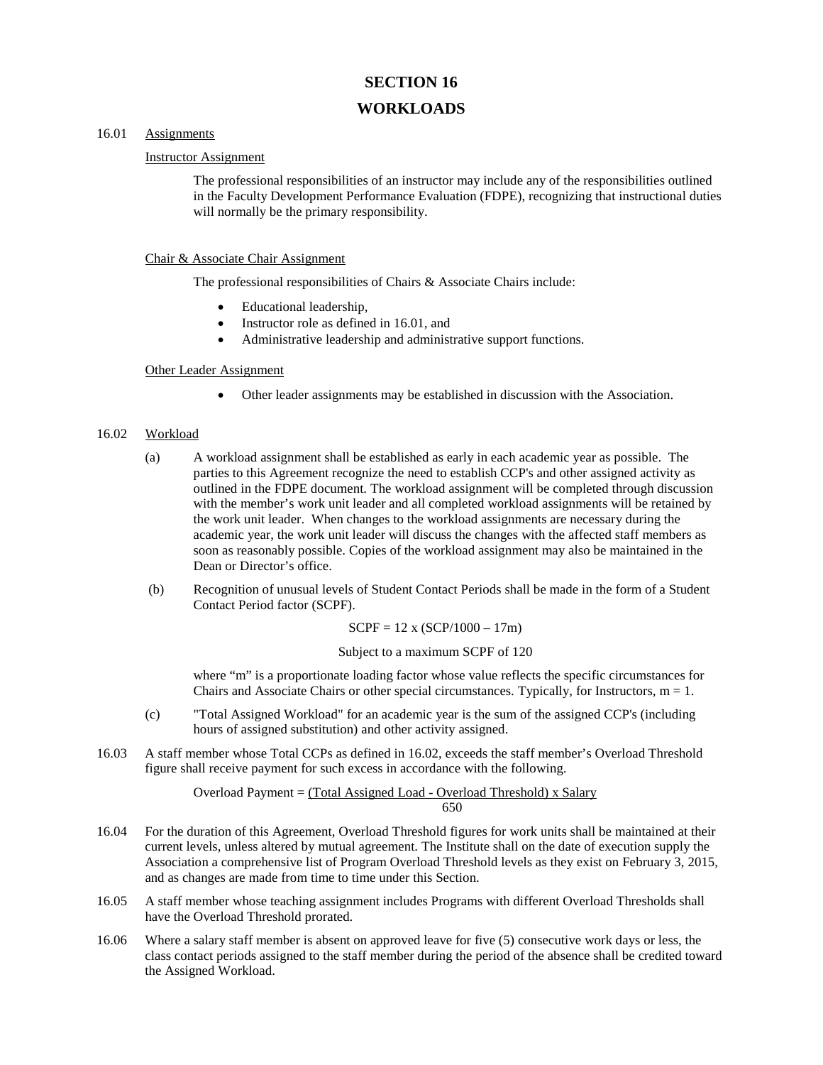# SECTION 16

# WORKLOADS

16.01 Assignments

Instructor Assignment

The professional responsibilities of an instructor may include any of the responsibilities outlined in the Faculty Development Performance Evaluation (FDPE), recognizing that instructional duties will normally be the primary responsibility.

Chair & Associate Chair Assignment

The professional responsibilities of Chairs & Associate Chairs include:

- Educational leadership,
- Instructor role as defined in 16.01, and
- Administrative leadership and administrative support functions.

Other Leader Assignment

- Other leader assignments may be established in discussion with the Association.

16.02 Workload

(a) A workload assignment shall be established as early in each academic year as possible. The parties to this Agreement recognize the need to establish CCP's and other assigned activity as outlined in the FDPE document. The workload assignment will be completed through discussion with the member's work unit leader and all completed workload assignments will be retained by the work unit leader. When changes to the workload assignments are necessary during the academic year, the work unit leader will discuss the changes with the affected staff members as soon as reasonably possible. Copies of the workload assignment may also be maintained in the Dean or Director's office.

(b) Recognition of unusual levels of Student Contact Periods shall be made in the form of a Student Contact Period factor (SCPF).

$$SCPF = 12 \times (SCP/1000 - 17m)$$

Subject to a maximum SCPF of 120

where "m" is a proportionate loading factor whose value reflects the specific circumstances for Chairs and Associate Chairs or other special circumstances. Typically, for Instructors, $m = 1$.

(c) "Total Assigned Workload" for an academic year is the sum of the assigned CCP's (including hours of assigned substitution) and other activity assigned.

16.03 A staff member whose Total CCPs as defined in 16.02, exceeds the staff member's Overload Threshold figure shall receive payment for such excess in accordance with the following.

$$\text{Overload Payment} = \frac{(\text{Total Assigned Load} - \text{Overload Threshold}) \times \text{Salary}}{650}$$

16.04 For the duration of this Agreement, Overload Threshold figures for work units shall be maintained at their current levels, unless altered by mutual agreement. The Institute shall on the date of execution supply the Association a comprehensive list of Program Overload Threshold levels as they exist on February 3, 2015, and as changes are made from time to time under this Section.

16.05 A staff member whose teaching assignment includes Programs with different Overload Thresholds shall have the Overload Threshold prorated.

16.06 Where a salary staff member is absent on approved leave for five (5) consecutive work days or less, the class contact periods assigned to the staff member during the period of the absence shall be credited toward the Assigned Workload.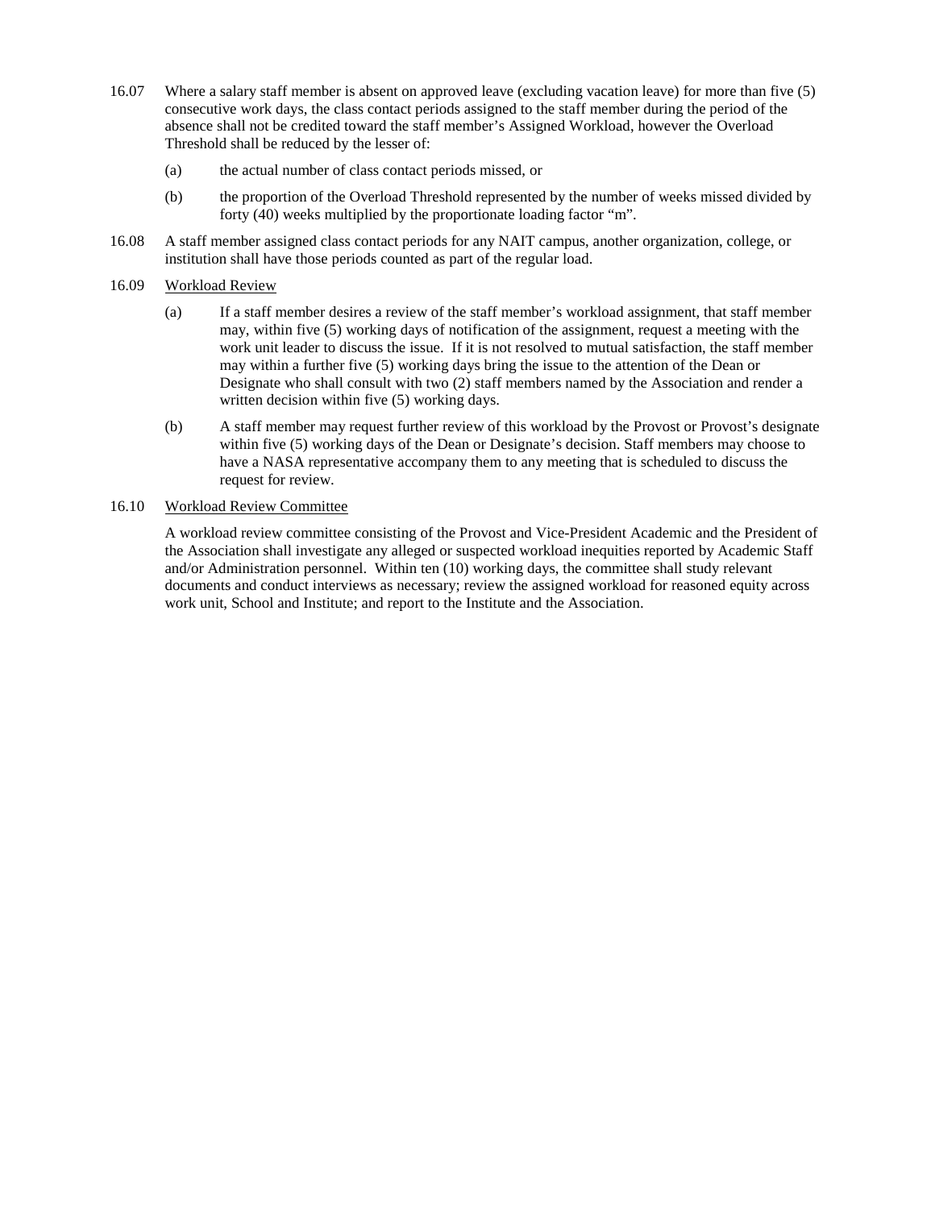16.07 Where a salary staff member is absent on approved leave (excluding vacation leave) for more than five (5) consecutive work days, the class contact periods assigned to the staff member during the period of the absence shall not be credited toward the staff member's Assigned Workload, however the Overload Threshold shall be reduced by the lesser of:

(a) the actual number of class contact periods missed, or

(b) the proportion of the Overload Threshold represented by the number of weeks missed divided by forty (40) weeks multiplied by the proportionate loading factor "m".

16.08 A staff member assigned class contact periods for any NAIT campus, another organization, college, or institution shall have those periods counted as part of the regular load.

16.09 Workload Review

(a) If a staff member desires a review of the staff member's workload assignment, that staff member may, within five (5) working days of notification of the assignment, request a meeting with the work unit leader to discuss the issue. If it is not resolved to mutual satisfaction, the staff member may within a further five (5) working days bring the issue to the attention of the Dean or Designate who shall consult with two (2) staff members named by the Association and render a written decision within five (5) working days.

(b) A staff member may request further review of this workload by the Provost or Provost's designate within five (5) working days of the Dean or Designate's decision. Staff members may choose to have a NASA representative accompany them to any meeting that is scheduled to discuss the request for review.

16.10 Workload Review Committee

A workload review committee consisting of the Provost and Vice-President Academic and the President of the Association shall investigate any alleged or suspected workload inequities reported by Academic Staff and/or Administration personnel. Within ten (10) working days, the committee shall study relevant documents and conduct interviews as necessary; review the assigned workload for reasoned equity across work unit, School and Institute; and report to the Institute and the Association.